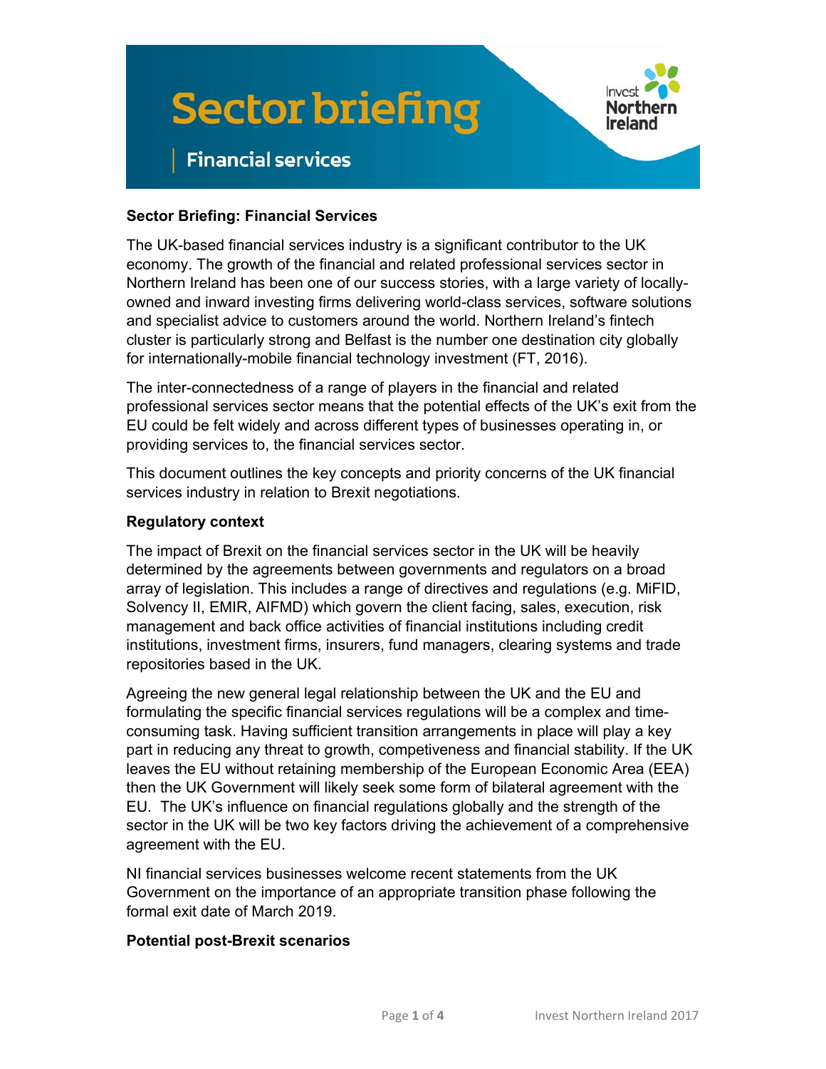# Sector briefing

## Financial services

**Sector Briefing: Financial Services**

The UK-based financial services industry is a significant contributor to the UK economy. The growth of the financial and related professional services sector in Northern Ireland has been one of our success stories, with a large variety of locally-owned and inward investing firms delivering world-class services, software solutions and specialist advice to customers around the world. Northern Ireland's fintech cluster is particularly strong and Belfast is the number one destination city globally for internationally-mobile financial technology investment (FT, 2016).

The inter-connectedness of a range of players in the financial and related professional services sector means that the potential effects of the UK's exit from the EU could be felt widely and across different types of businesses operating in, or providing services to, the financial services sector.

This document outlines the key concepts and priority concerns of the UK financial services industry in relation to Brexit negotiations.

**Regulatory context**

The impact of Brexit on the financial services sector in the UK will be heavily determined by the agreements between governments and regulators on a broad array of legislation. This includes a range of directives and regulations (e.g. MiFID, Solvency II, EMIR, AIFMD) which govern the client facing, sales, execution, risk management and back office activities of financial institutions including credit institutions, investment firms, insurers, fund managers, clearing systems and trade repositories based in the UK.

Agreeing the new general legal relationship between the UK and the EU and formulating the specific financial services regulations will be a complex and time-consuming task. Having sufficient transition arrangements in place will play a key part in reducing any threat to growth, competiveness and financial stability. If the UK leaves the EU without retaining membership of the European Economic Area (EEA) then the UK Government will likely seek some form of bilateral agreement with the EU. The UK's influence on financial regulations globally and the strength of the sector in the UK will be two key factors driving the achievement of a comprehensive agreement with the EU.

NI financial services businesses welcome recent statements from the UK Government on the importance of an appropriate transition phase following the formal exit date of March 2019.

**Potential post-Brexit scenarios**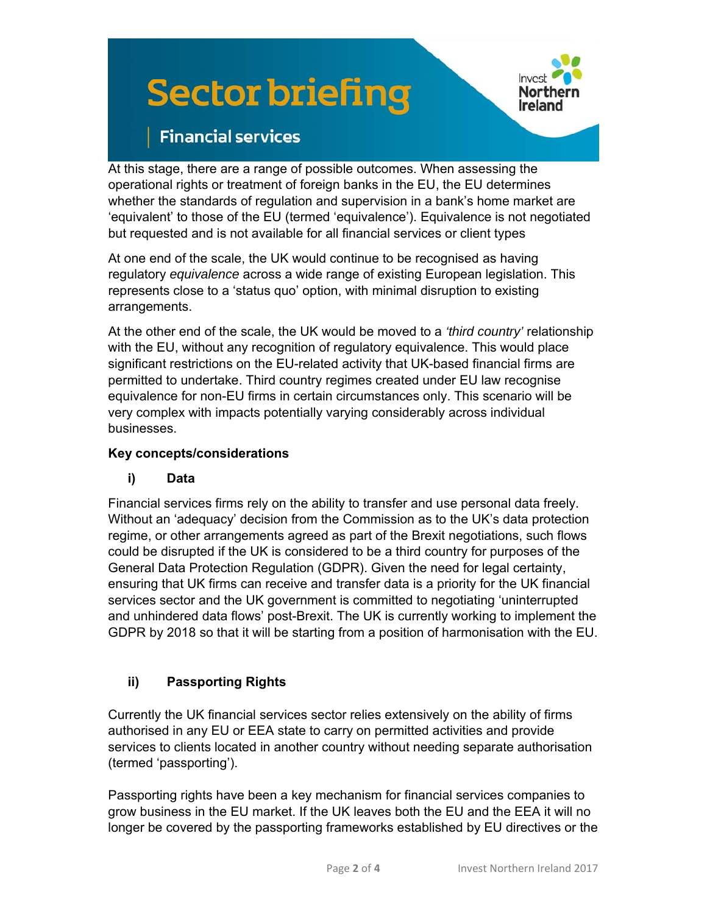# Sector briefing

## Financial services

At this stage, there are a range of possible outcomes. When assessing the operational rights or treatment of foreign banks in the EU, the EU determines whether the standards of regulation and supervision in a bank's home market are 'equivalent' to those of the EU (termed 'equivalence'). Equivalence is not negotiated but requested and is not available for all financial services or client types

At one end of the scale, the UK would continue to be recognised as having regulatory *equivalence* across a wide range of existing European legislation. This represents close to a 'status quo' option, with minimal disruption to existing arrangements.

At the other end of the scale, the UK would be moved to a *'third country'* relationship with the EU, without any recognition of regulatory equivalence. This would place significant restrictions on the EU-related activity that UK-based financial firms are permitted to undertake. Third country regimes created under EU law recognise equivalence for non-EU firms in certain circumstances only. This scenario will be very complex with impacts potentially varying considerably across individual businesses.

**Key concepts/considerations**

**i) Data**

Financial services firms rely on the ability to transfer and use personal data freely. Without an 'adequacy' decision from the Commission as to the UK's data protection regime, or other arrangements agreed as part of the Brexit negotiations, such flows could be disrupted if the UK is considered to be a third country for purposes of the General Data Protection Regulation (GDPR). Given the need for legal certainty, ensuring that UK firms can receive and transfer data is a priority for the UK financial services sector and the UK government is committed to negotiating 'uninterrupted and unhindered data flows' post-Brexit. The UK is currently working to implement the GDPR by 2018 so that it will be starting from a position of harmonisation with the EU.

**ii) Passporting Rights**

Currently the UK financial services sector relies extensively on the ability of firms authorised in any EU or EEA state to carry on permitted activities and provide services to clients located in another country without needing separate authorisation (termed 'passporting').

Passporting rights have been a key mechanism for financial services companies to grow business in the EU market. If the UK leaves both the EU and the EEA it will no longer be covered by the passporting frameworks established by EU directives or the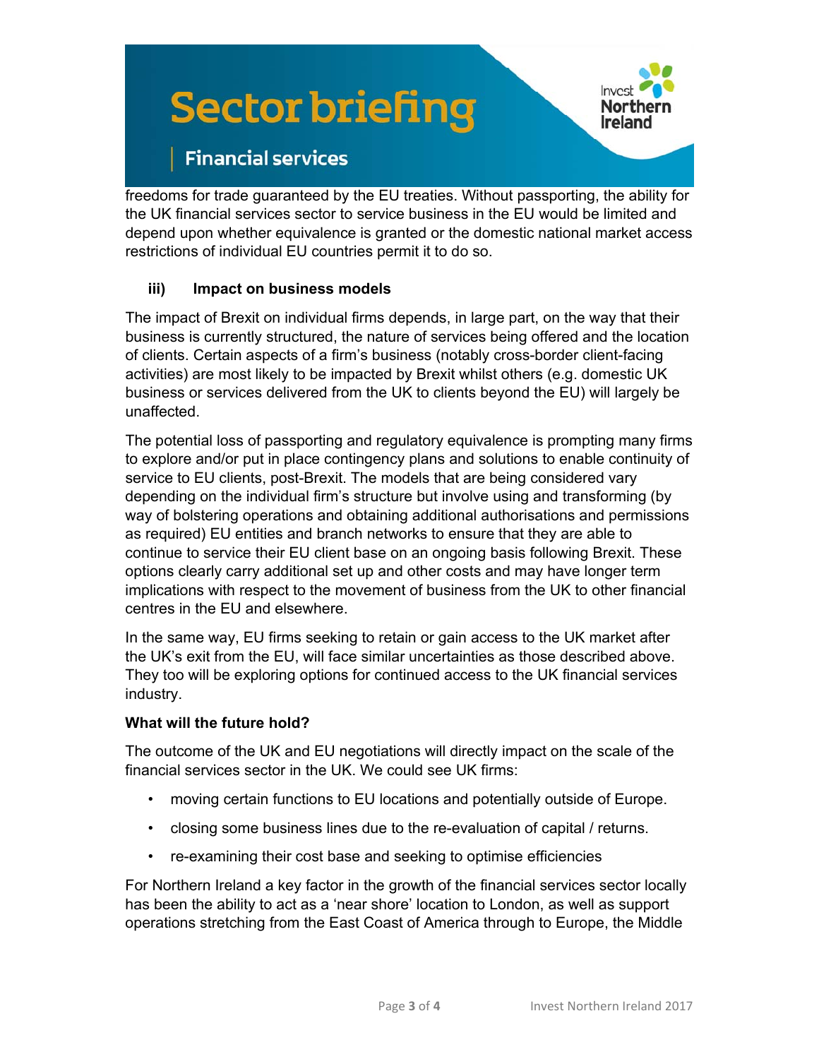freedoms for trade guaranteed by the EU treaties. Without passporting, the ability for the UK financial services sector to service business in the EU would be limited and depend upon whether equivalence is granted or the domestic national market access restrictions of individual EU countries permit it to do so.

### iii) Impact on business models

The impact of Brexit on individual firms depends, in large part, on the way that their business is currently structured, the nature of services being offered and the location of clients. Certain aspects of a firm's business (notably cross-border client-facing activities) are most likely to be impacted by Brexit whilst others (e.g. domestic UK business or services delivered from the UK to clients beyond the EU) will largely be unaffected.

The potential loss of passporting and regulatory equivalence is prompting many firms to explore and/or put in place contingency plans and solutions to enable continuity of service to EU clients, post-Brexit. The models that are being considered vary depending on the individual firm's structure but involve using and transforming (by way of bolstering operations and obtaining additional authorisations and permissions as required) EU entities and branch networks to ensure that they are able to continue to service their EU client base on an ongoing basis following Brexit. These options clearly carry additional set up and other costs and may have longer term implications with respect to the movement of business from the UK to other financial centres in the EU and elsewhere.

In the same way, EU firms seeking to retain or gain access to the UK market after the UK's exit from the EU, will face similar uncertainties as those described above. They too will be exploring options for continued access to the UK financial services industry.

**What will the future hold?**

The outcome of the UK and EU negotiations will directly impact on the scale of the financial services sector in the UK. We could see UK firms:

- moving certain functions to EU locations and potentially outside of Europe.
- closing some business lines due to the re-evaluation of capital / returns.
- re-examining their cost base and seeking to optimise efficiencies

For Northern Ireland a key factor in the growth of the financial services sector locally has been the ability to act as a 'near shore' location to London, as well as support operations stretching from the East Coast of America through to Europe, the Middle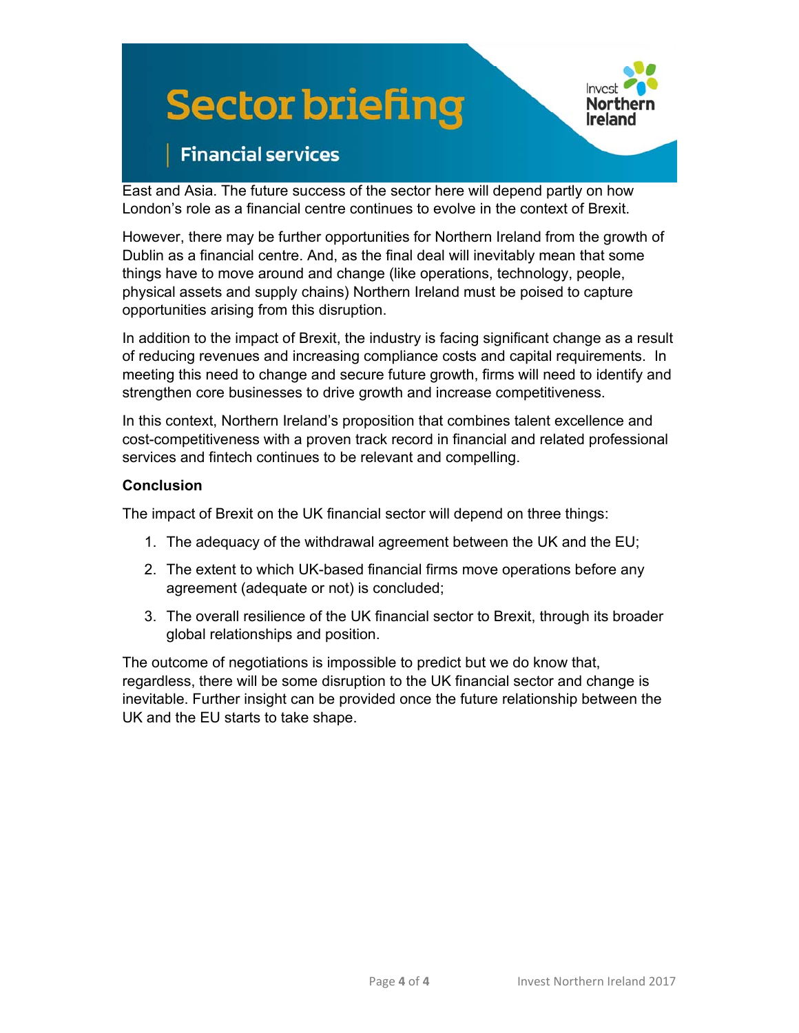East and Asia. The future success of the sector here will depend partly on how London's role as a financial centre continues to evolve in the context of Brexit.

However, there may be further opportunities for Northern Ireland from the growth of Dublin as a financial centre. And, as the final deal will inevitably mean that some things have to move around and change (like operations, technology, people, physical assets and supply chains) Northern Ireland must be poised to capture opportunities arising from this disruption.

In addition to the impact of Brexit, the industry is facing significant change as a result of reducing revenues and increasing compliance costs and capital requirements. In meeting this need to change and secure future growth, firms will need to identify and strengthen core businesses to drive growth and increase competitiveness.

In this context, Northern Ireland's proposition that combines talent excellence and cost-competitiveness with a proven track record in financial and related professional services and fintech continues to be relevant and compelling.

**Conclusion**

The impact of Brexit on the UK financial sector will depend on three things:

1. The adequacy of the withdrawal agreement between the UK and the EU;
2. The extent to which UK-based financial firms move operations before any agreement (adequate or not) is concluded;
3. The overall resilience of the UK financial sector to Brexit, through its broader global relationships and position.

The outcome of negotiations is impossible to predict but we do know that, regardless, there will be some disruption to the UK financial sector and change is inevitable. Further insight can be provided once the future relationship between the UK and the EU starts to take shape.